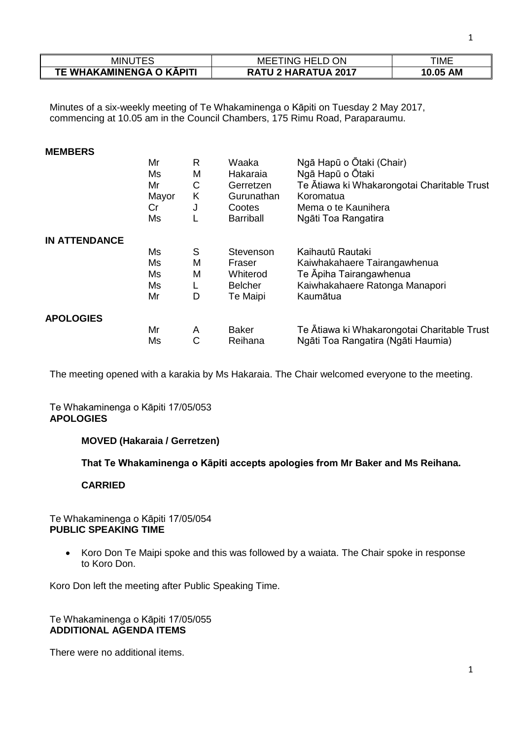| MINUTES | MEETING HELD ON | TIME |
|---|---|---|
| **TE WHAKAMINENGA O KĀPITI** | **RATU 2 HARATUA 2017** | **10.05 AM** |

Minutes of a six-weekly meeting of Te Whakaminenga o Kāpiti on Tuesday 2 May 2017, commencing at 10.05 am in the Council Chambers, 175 Rimu Road, Paraparaumu.

**MEMBERS**

| | | | |
|---|---|---|---|
| Mr | R | Waaka | Ngā Hapū o Ōtaki (Chair) |
| Ms | M | Hakaraia | Ngā Hapū o Ōtaki |
| Mr | C | Gerretzen | Te Ātiawa ki Whakarongotai Charitable Trust |
| Mayor | K | Gurunathan | Koromatua |
| Cr | J | Cootes | Mema o te Kaunihera |
| Ms | L | Barriball | Ngāti Toa Rangatira |

**IN ATTENDANCE**

| | | | |
|---|---|---|---|
| Ms | S | Stevenson | Kaihautū Rautaki |
| Ms | M | Fraser | Kaiwhakahaere Tairangawhenua |
| Ms | M | Whiterod | Te Āpiha Tairangawhenua |
| Ms | L | Belcher | Kaiwhakahaere Ratonga Manapori |
| Mr | D | Te Maipi | Kaumātua |

**APOLOGIES**

| | | | |
|---|---|---|---|
| Mr | A | Baker | Te Ātiawa ki Whakarongotai Charitable Trust |
| Ms | C | Reihana | Ngāti Toa Rangatira (Ngāti Haumia) |

The meeting opened with a karakia by Ms Hakaraia. The Chair welcomed everyone to the meeting.

Te Whakaminenga o Kāpiti 17/05/053
**APOLOGIES**

**MOVED (Hakaraia / Gerretzen)**

**That Te Whakaminenga o Kāpiti accepts apologies from Mr Baker and Ms Reihana.**

**CARRIED**

Te Whakaminenga o Kāpiti 17/05/054
**PUBLIC SPEAKING TIME**

- Koro Don Te Maipi spoke and this was followed by a waiata. The Chair spoke in response to Koro Don.

Koro Don left the meeting after Public Speaking Time.

Te Whakaminenga o Kāpiti 17/05/055
**ADDITIONAL AGENDA ITEMS**

There were no additional items.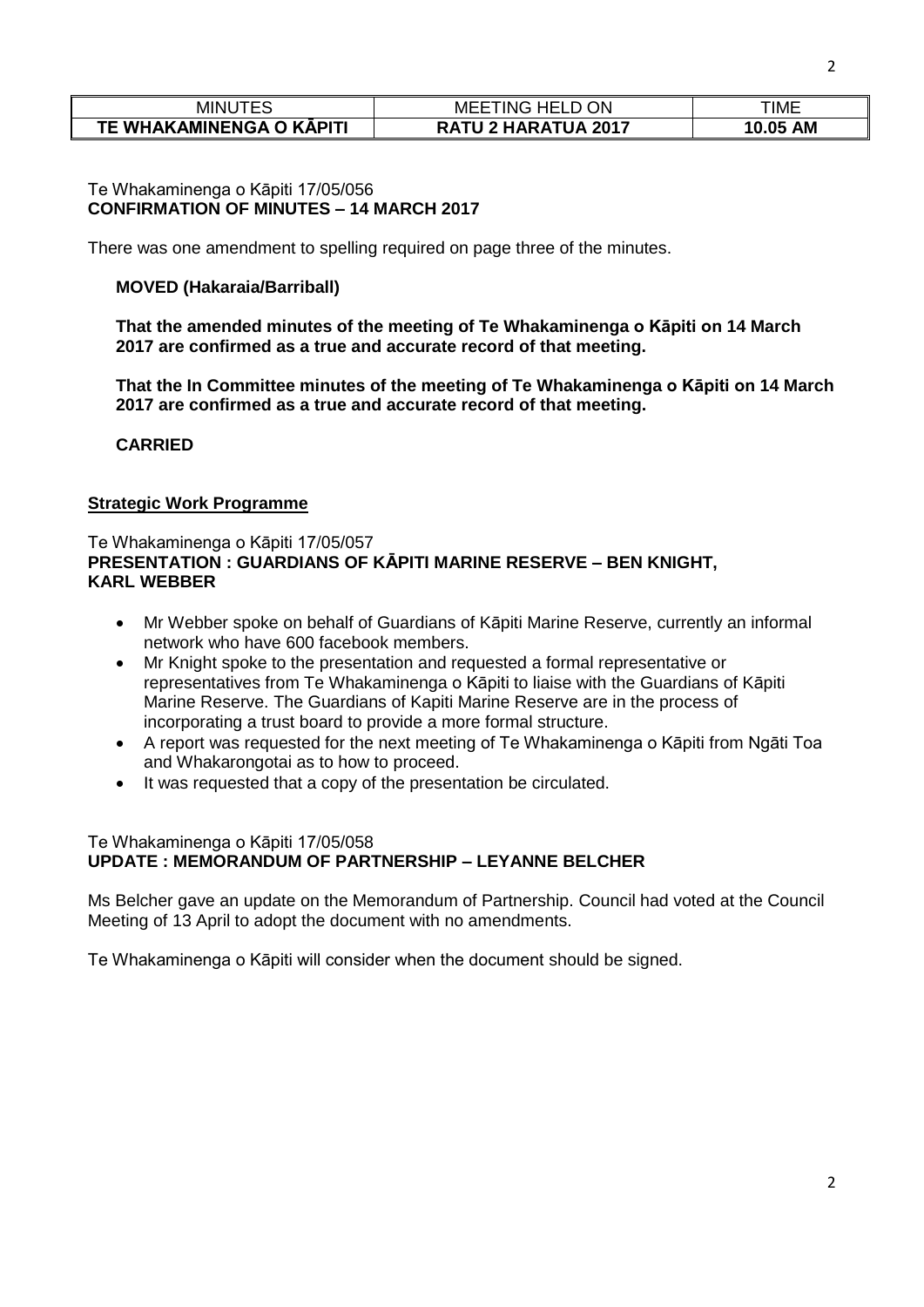| MINUTES | MEETING HELD ON | TIME |
|---|---|---|
| **TE WHAKAMINENGA O KĀPITI** | **RATU 2 HARATUA 2017** | **10.05 AM** |

Te Whakaminenga o Kāpiti 17/05/056
**CONFIRMATION OF MINUTES – 14 MARCH 2017**

There was one amendment to spelling required on page three of the minutes.

**MOVED (Hakaraia/Barriball)**

**That the amended minutes of the meeting of Te Whakaminenga o Kāpiti on 14 March 2017 are confirmed as a true and accurate record of that meeting.**

**That the In Committee minutes of the meeting of Te Whakaminenga o Kāpiti on 14 March 2017 are confirmed as a true and accurate record of that meeting.**

**CARRIED**

**<u>Strategic Work Programme</u>**

Te Whakaminenga o Kāpiti 17/05/057
**PRESENTATION : GUARDIANS OF KĀPITI MARINE RESERVE – BEN KNIGHT, KARL WEBBER**

- Mr Webber spoke on behalf of Guardians of Kāpiti Marine Reserve, currently an informal network who have 600 facebook members.
- Mr Knight spoke to the presentation and requested a formal representative or representatives from Te Whakaminenga o Kāpiti to liaise with the Guardians of Kāpiti Marine Reserve. The Guardians of Kapiti Marine Reserve are in the process of incorporating a trust board to provide a more formal structure.
- A report was requested for the next meeting of Te Whakaminenga o Kāpiti from Ngāti Toa and Whakarongotai as to how to proceed.
- It was requested that a copy of the presentation be circulated.

Te Whakaminenga o Kāpiti 17/05/058
**UPDATE : MEMORANDUM OF PARTNERSHIP – LEYANNE BELCHER**

Ms Belcher gave an update on the Memorandum of Partnership. Council had voted at the Council Meeting of 13 April to adopt the document with no amendments.

Te Whakaminenga o Kāpiti will consider when the document should be signed.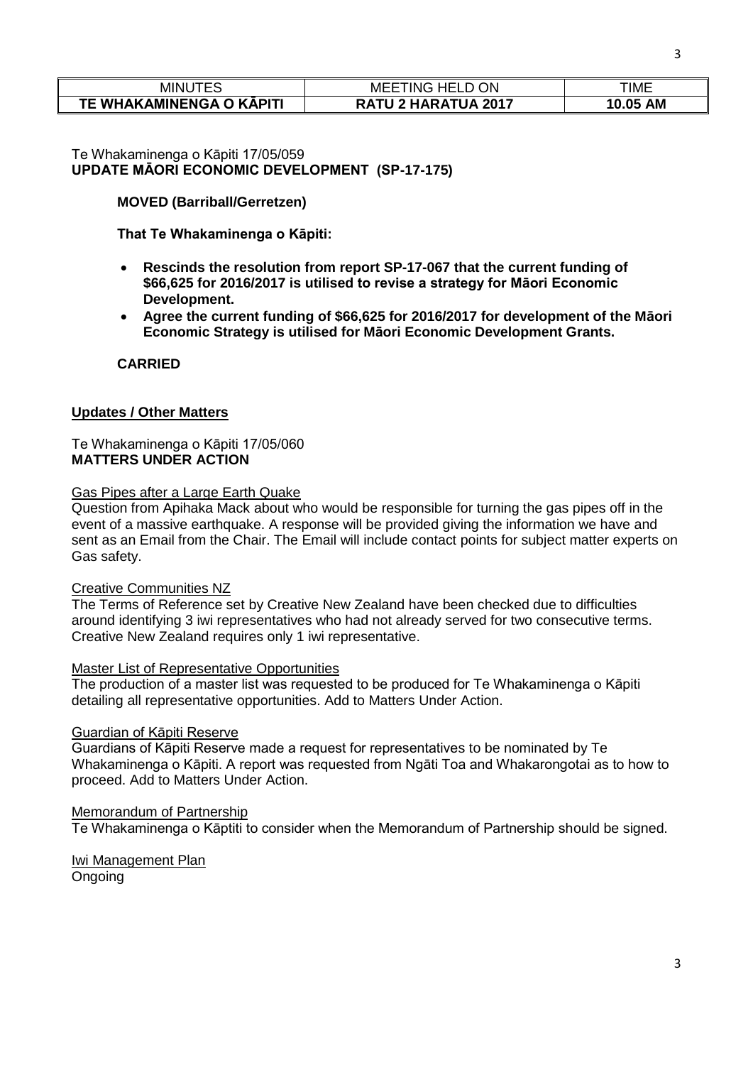| MINUTES | MEETING HELD ON | TIME |
| --- | --- | --- |
| **TE WHAKAMINENGA O KĀPITI** | **RATU 2 HARATUA 2017** | **10.05 AM** |

Te Whakaminenga o Kāpiti 17/05/059
**UPDATE MĀORI ECONOMIC DEVELOPMENT (SP-17-175)**

**MOVED (Barriball/Gerretzen)**

**That Te Whakaminenga o Kāpiti:**

- **Rescinds the resolution from report SP-17-067 that the current funding of $66,625 for 2016/2017 is utilised to revise a strategy for Māori Economic Development.**
- **Agree the current funding of $66,625 for 2016/2017 for development of the Māori Economic Strategy is utilised for Māori Economic Development Grants.**

**CARRIED**

## Updates / Other Matters

Te Whakaminenga o Kāpiti 17/05/060
**MATTERS UNDER ACTION**

Gas Pipes after a Large Earth Quake
Question from Apihaka Mack about who would be responsible for turning the gas pipes off in the event of a massive earthquake. A response will be provided giving the information we have and sent as an Email from the Chair. The Email will include contact points for subject matter experts on Gas safety.

Creative Communities NZ
The Terms of Reference set by Creative New Zealand have been checked due to difficulties around identifying 3 iwi representatives who had not already served for two consecutive terms. Creative New Zealand requires only 1 iwi representative.

Master List of Representative Opportunities
The production of a master list was requested to be produced for Te Whakaminenga o Kāpiti detailing all representative opportunities. Add to Matters Under Action.

Guardian of Kāpiti Reserve
Guardians of Kāpiti Reserve made a request for representatives to be nominated by Te Whakaminenga o Kāpiti. A report was requested from Ngāti Toa and Whakarongotai as to how to proceed. Add to Matters Under Action.

Memorandum of Partnership
Te Whakaminenga o Kāptiti to consider when the Memorandum of Partnership should be signed.

Iwi Management Plan
Ongoing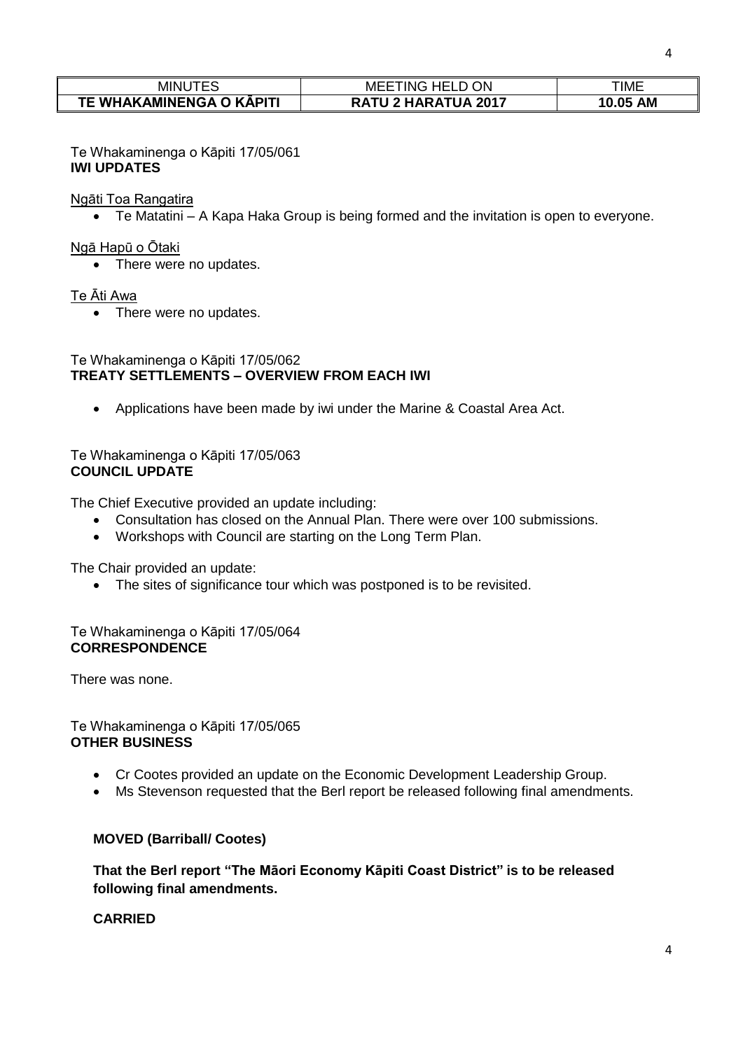| MINUTES | MEETING HELD ON | TIME |
| --- | --- | --- |
| **TE WHAKAMINENGA O KĀPITI** | **RATU 2 HARATUA 2017** | **10.05 AM** |

Te Whakaminenga o Kāpiti 17/05/061
**IWI UPDATES**

Ngāti Toa Rangatira

- Te Matatini – A Kapa Haka Group is being formed and the invitation is open to everyone.

Ngā Hapū o Ōtaki

- There were no updates.

Te Āti Awa

- There were no updates.

Te Whakaminenga o Kāpiti 17/05/062
**TREATY SETTLEMENTS – OVERVIEW FROM EACH IWI**

- Applications have been made by iwi under the Marine & Coastal Area Act.

Te Whakaminenga o Kāpiti 17/05/063
**COUNCIL UPDATE**

The Chief Executive provided an update including:

- Consultation has closed on the Annual Plan. There were over 100 submissions.
- Workshops with Council are starting on the Long Term Plan.

The Chair provided an update:

- The sites of significance tour which was postponed is to be revisited.

Te Whakaminenga o Kāpiti 17/05/064
**CORRESPONDENCE**

There was none.

Te Whakaminenga o Kāpiti 17/05/065
**OTHER BUSINESS**

- Cr Cootes provided an update on the Economic Development Leadership Group.
- Ms Stevenson requested that the Berl report be released following final amendments.

**MOVED (Barriball/ Cootes)**

**That the Berl report "The Māori Economy Kāpiti Coast District" is to be released following final amendments.**

**CARRIED**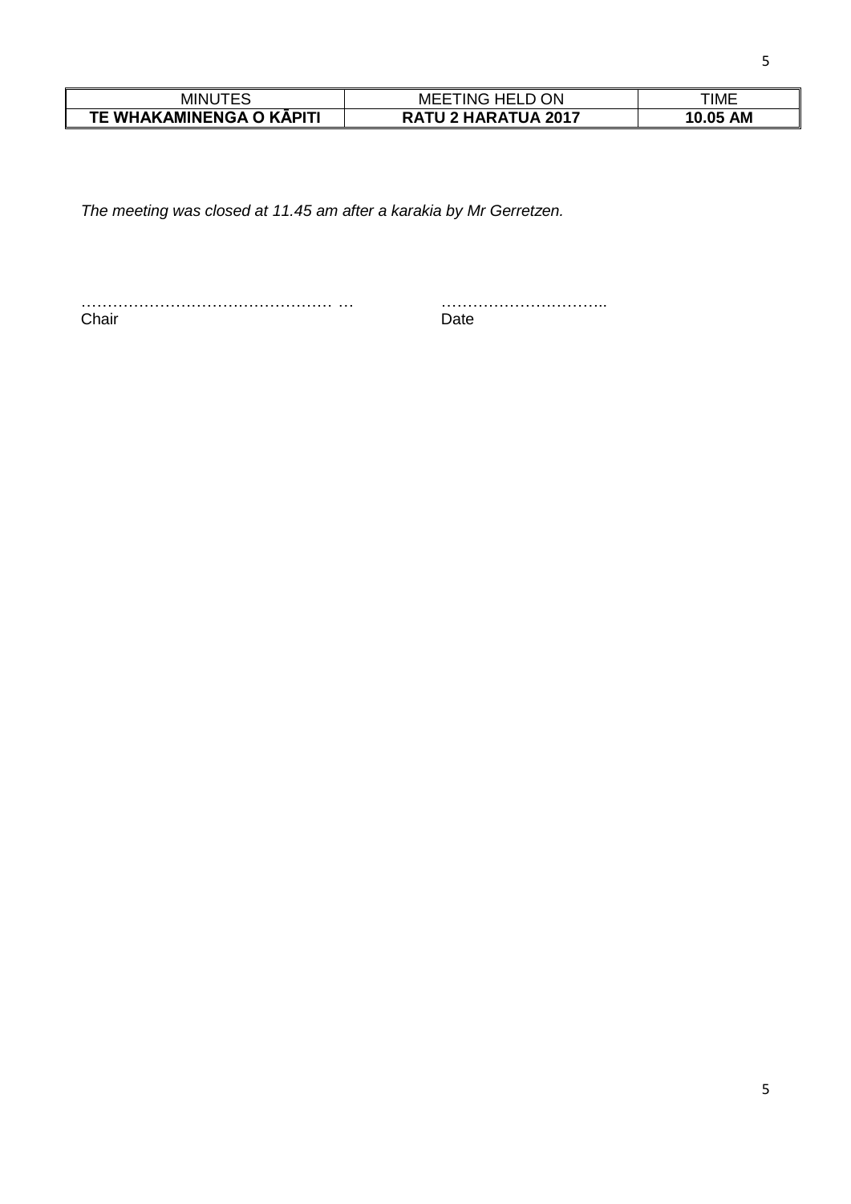| MINUTES | MEETING HELD ON | TIME |
| --- | --- | --- |
| **TE WHAKAMINENGA O KĀPITI** | **RATU 2 HARATUA 2017** | **10.05 AM** |

*The meeting was closed at 11.45 am after a karakia by Mr Gerretzen.*

……………………………………… …  ………………………….. 
Chair  Date